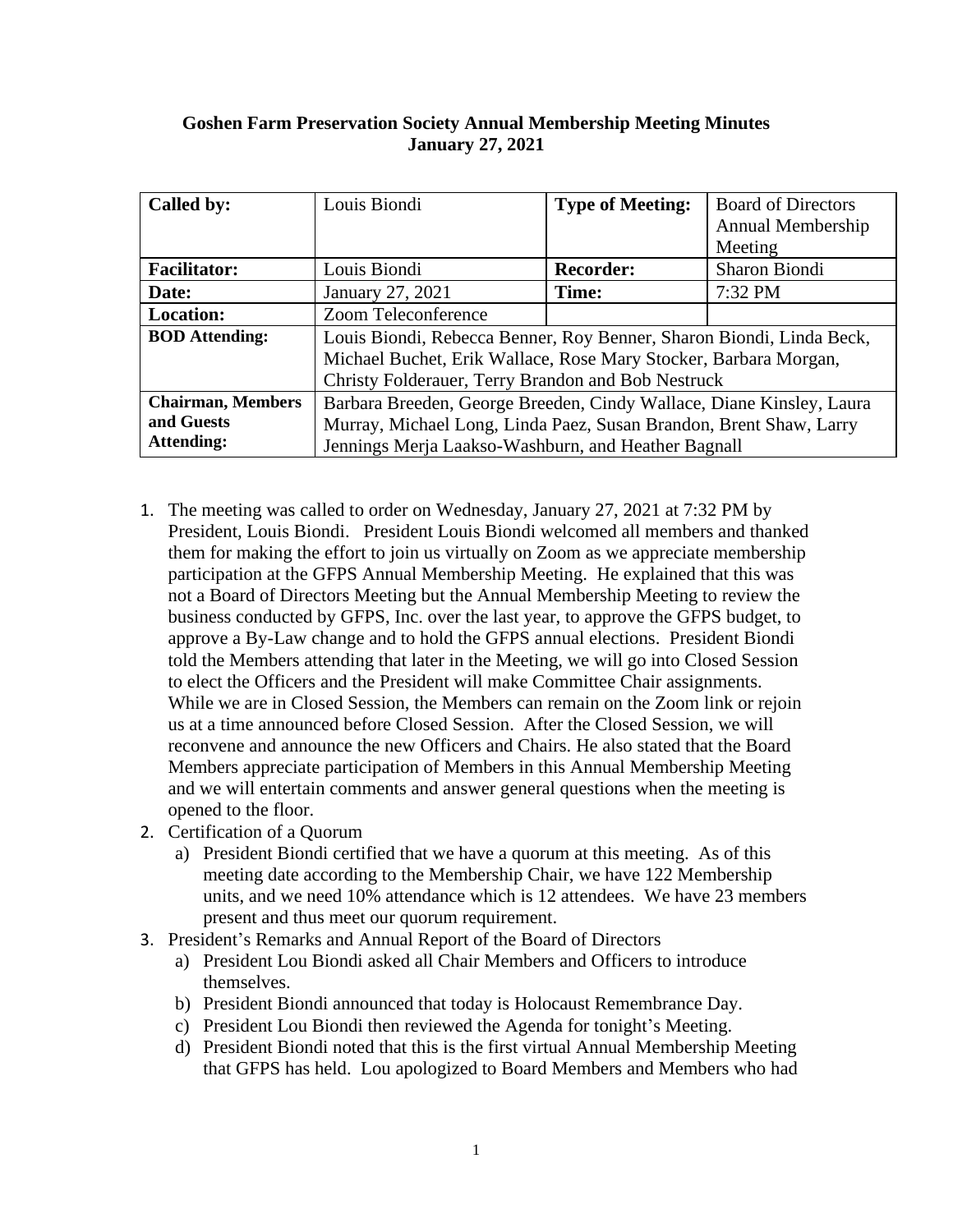**Goshen Farm Preservation Society Annual Membership Meeting Minutes**
**January 27, 2021**

| **Called by:** | Louis Biondi | **Type of Meeting:** | Board of Directors Annual Membership Meeting |
|---|---|---|---|
| **Facilitator:** | Louis Biondi | **Recorder:** | Sharon Biondi |
| **Date:** | January 27, 2021 | **Time:** | 7:32 PM |
| **Location:** | Zoom Teleconference | | |
| **BOD Attending:** | Louis Biondi, Rebecca Benner, Roy Benner, Sharon Biondi, Linda Beck, Michael Buchet, Erik Wallace, Rose Mary Stocker, Barbara Morgan, Christy Folderauer, Terry Brandon and Bob Nestruck | | |
| **Chairman, Members and Guests Attending:** | Barbara Breeden, George Breeden, Cindy Wallace, Diane Kinsley, Laura Murray, Michael Long, Linda Paez, Susan Brandon, Brent Shaw, Larry Jennings Merja Laakso-Washburn, and Heather Bagnall | | |

1. The meeting was called to order on Wednesday, January 27, 2021 at 7:32 PM by President, Louis Biondi. President Louis Biondi welcomed all members and thanked them for making the effort to join us virtually on Zoom as we appreciate membership participation at the GFPS Annual Membership Meeting. He explained that this was not a Board of Directors Meeting but the Annual Membership Meeting to review the business conducted by GFPS, Inc. over the last year, to approve the GFPS budget, to approve a By-Law change and to hold the GFPS annual elections. President Biondi told the Members attending that later in the Meeting, we will go into Closed Session to elect the Officers and the President will make Committee Chair assignments. While we are in Closed Session, the Members can remain on the Zoom link or rejoin us at a time announced before Closed Session. After the Closed Session, we will reconvene and announce the new Officers and Chairs. He also stated that the Board Members appreciate participation of Members in this Annual Membership Meeting and we will entertain comments and answer general questions when the meeting is opened to the floor.
2. Certification of a Quorum
   a) President Biondi certified that we have a quorum at this meeting. As of this meeting date according to the Membership Chair, we have 122 Membership units, and we need 10% attendance which is 12 attendees. We have 23 members present and thus meet our quorum requirement.
3. President's Remarks and Annual Report of the Board of Directors
   a) President Lou Biondi asked all Chair Members and Officers to introduce themselves.
   b) President Biondi announced that today is Holocaust Remembrance Day.
   c) President Lou Biondi then reviewed the Agenda for tonight's Meeting.
   d) President Biondi noted that this is the first virtual Annual Membership Meeting that GFPS has held. Lou apologized to Board Members and Members who had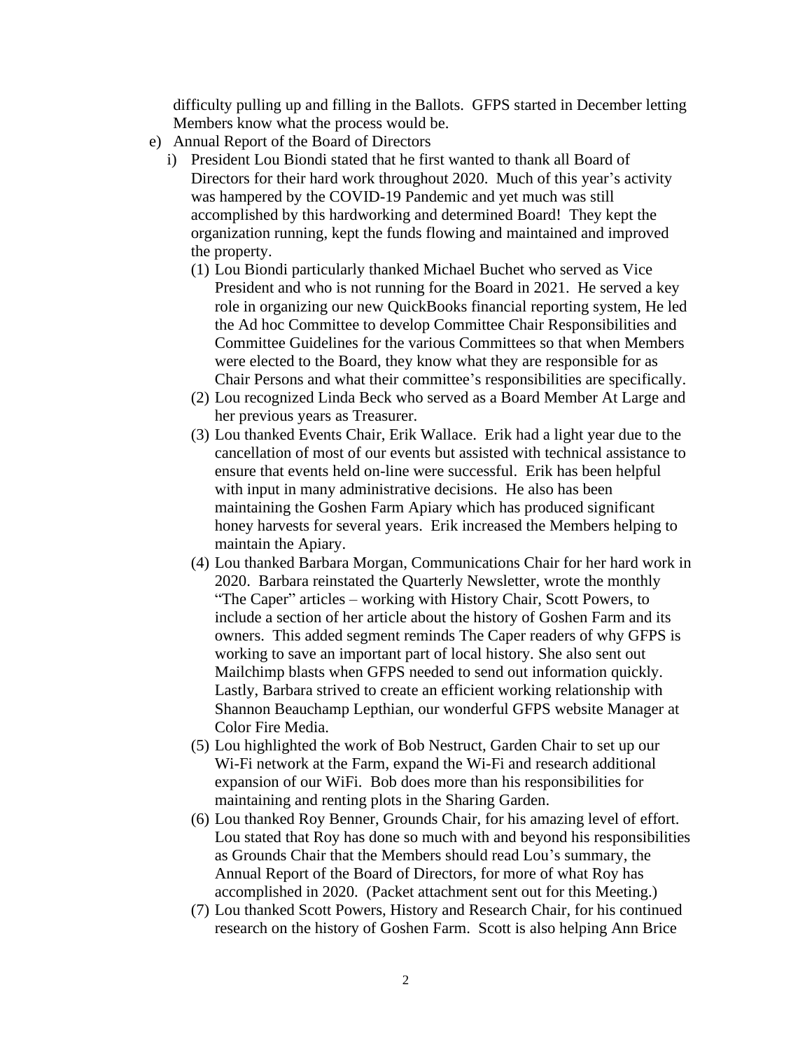difficulty pulling up and filling in the Ballots. GFPS started in December letting Members know what the process would be.

e) Annual Report of the Board of Directors

   i) President Lou Biondi stated that he first wanted to thank all Board of Directors for their hard work throughout 2020. Much of this year's activity was hampered by the COVID-19 Pandemic and yet much was still accomplished by this hardworking and determined Board! They kept the organization running, kept the funds flowing and maintained and improved the property.

      (1) Lou Biondi particularly thanked Michael Buchet who served as Vice President and who is not running for the Board in 2021. He served a key role in organizing our new QuickBooks financial reporting system, He led the Ad hoc Committee to develop Committee Chair Responsibilities and Committee Guidelines for the various Committees so that when Members were elected to the Board, they know what they are responsible for as Chair Persons and what their committee's responsibilities are specifically.

      (2) Lou recognized Linda Beck who served as a Board Member At Large and her previous years as Treasurer.

      (3) Lou thanked Events Chair, Erik Wallace. Erik had a light year due to the cancellation of most of our events but assisted with technical assistance to ensure that events held on-line were successful. Erik has been helpful with input in many administrative decisions. He also has been maintaining the Goshen Farm Apiary which has produced significant honey harvests for several years. Erik increased the Members helping to maintain the Apiary.

      (4) Lou thanked Barbara Morgan, Communications Chair for her hard work in 2020. Barbara reinstated the Quarterly Newsletter, wrote the monthly "The Caper" articles – working with History Chair, Scott Powers, to include a section of her article about the history of Goshen Farm and its owners. This added segment reminds The Caper readers of why GFPS is working to save an important part of local history. She also sent out Mailchimp blasts when GFPS needed to send out information quickly. Lastly, Barbara strived to create an efficient working relationship with Shannon Beauchamp Lepthian, our wonderful GFPS website Manager at Color Fire Media.

      (5) Lou highlighted the work of Bob Nestruct, Garden Chair to set up our Wi-Fi network at the Farm, expand the Wi-Fi and research additional expansion of our WiFi. Bob does more than his responsibilities for maintaining and renting plots in the Sharing Garden.

      (6) Lou thanked Roy Benner, Grounds Chair, for his amazing level of effort. Lou stated that Roy has done so much with and beyond his responsibilities as Grounds Chair that the Members should read Lou's summary, the Annual Report of the Board of Directors, for more of what Roy has accomplished in 2020. (Packet attachment sent out for this Meeting.)

      (7) Lou thanked Scott Powers, History and Research Chair, for his continued research on the history of Goshen Farm. Scott is also helping Ann Brice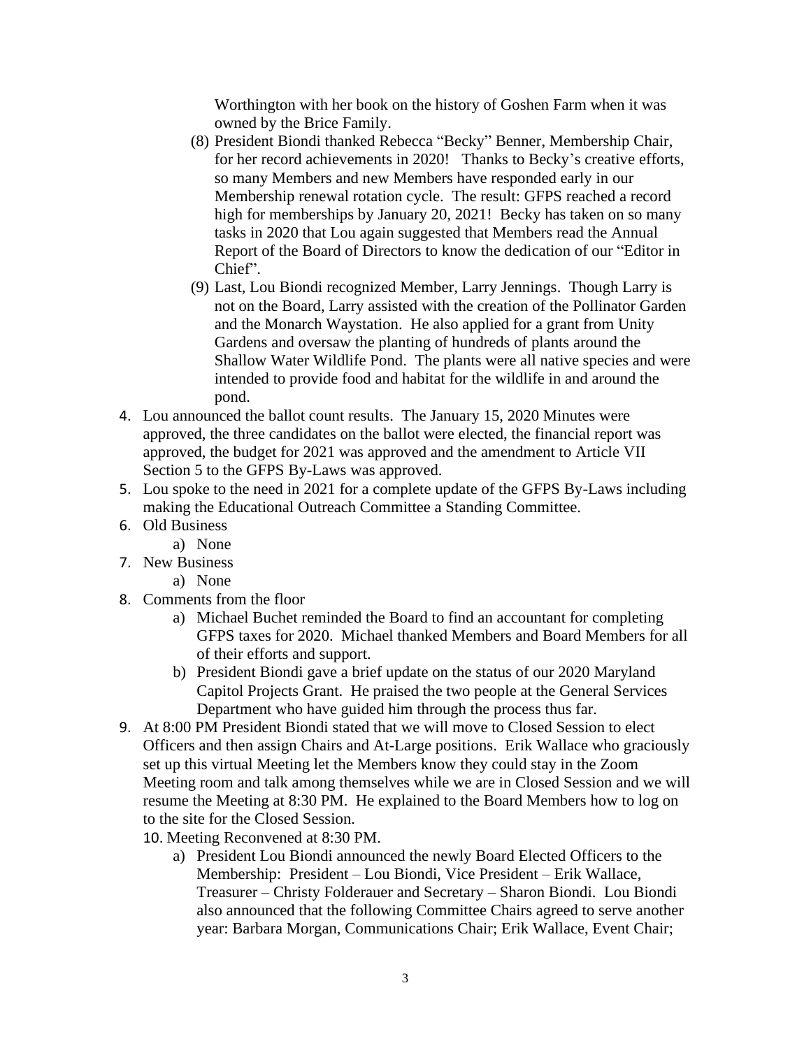Worthington with her book on the history of Goshen Farm when it was owned by the Brice Family.

(8) President Biondi thanked Rebecca “Becky” Benner, Membership Chair, for her record achievements in 2020! Thanks to Becky’s creative efforts, so many Members and new Members have responded early in our Membership renewal rotation cycle. The result: GFPS reached a record high for memberships by January 20, 2021! Becky has taken on so many tasks in 2020 that Lou again suggested that Members read the Annual Report of the Board of Directors to know the dedication of our “Editor in Chief”.

(9) Last, Lou Biondi recognized Member, Larry Jennings. Though Larry is not on the Board, Larry assisted with the creation of the Pollinator Garden and the Monarch Waystation. He also applied for a grant from Unity Gardens and oversaw the planting of hundreds of plants around the Shallow Water Wildlife Pond. The plants were all native species and were intended to provide food and habitat for the wildlife in and around the pond.

4. Lou announced the ballot count results. The January 15, 2020 Minutes were approved, the three candidates on the ballot were elected, the financial report was approved, the budget for 2021 was approved and the amendment to Article VII Section 5 to the GFPS By-Laws was approved.
5. Lou spoke to the need in 2021 for a complete update of the GFPS By-Laws including making the Educational Outreach Committee a Standing Committee.
6. Old Business
   a) None
7. New Business
   a) None
8. Comments from the floor
   a) Michael Buchet reminded the Board to find an accountant for completing GFPS taxes for 2020. Michael thanked Members and Board Members for all of their efforts and support.
   b) President Biondi gave a brief update on the status of our 2020 Maryland Capitol Projects Grant. He praised the two people at the General Services Department who have guided him through the process thus far.
9. At 8:00 PM President Biondi stated that we will move to Closed Session to elect Officers and then assign Chairs and At-Large positions. Erik Wallace who graciously set up this virtual Meeting let the Members know they could stay in the Zoom Meeting room and talk among themselves while we are in Closed Session and we will resume the Meeting at 8:30 PM. He explained to the Board Members how to log on to the site for the Closed Session.
10. Meeting Reconvened at 8:30 PM.
    a) President Lou Biondi announced the newly Board Elected Officers to the Membership: President – Lou Biondi, Vice President – Erik Wallace, Treasurer – Christy Folderauer and Secretary – Sharon Biondi. Lou Biondi also announced that the following Committee Chairs agreed to serve another year: Barbara Morgan, Communications Chair; Erik Wallace, Event Chair;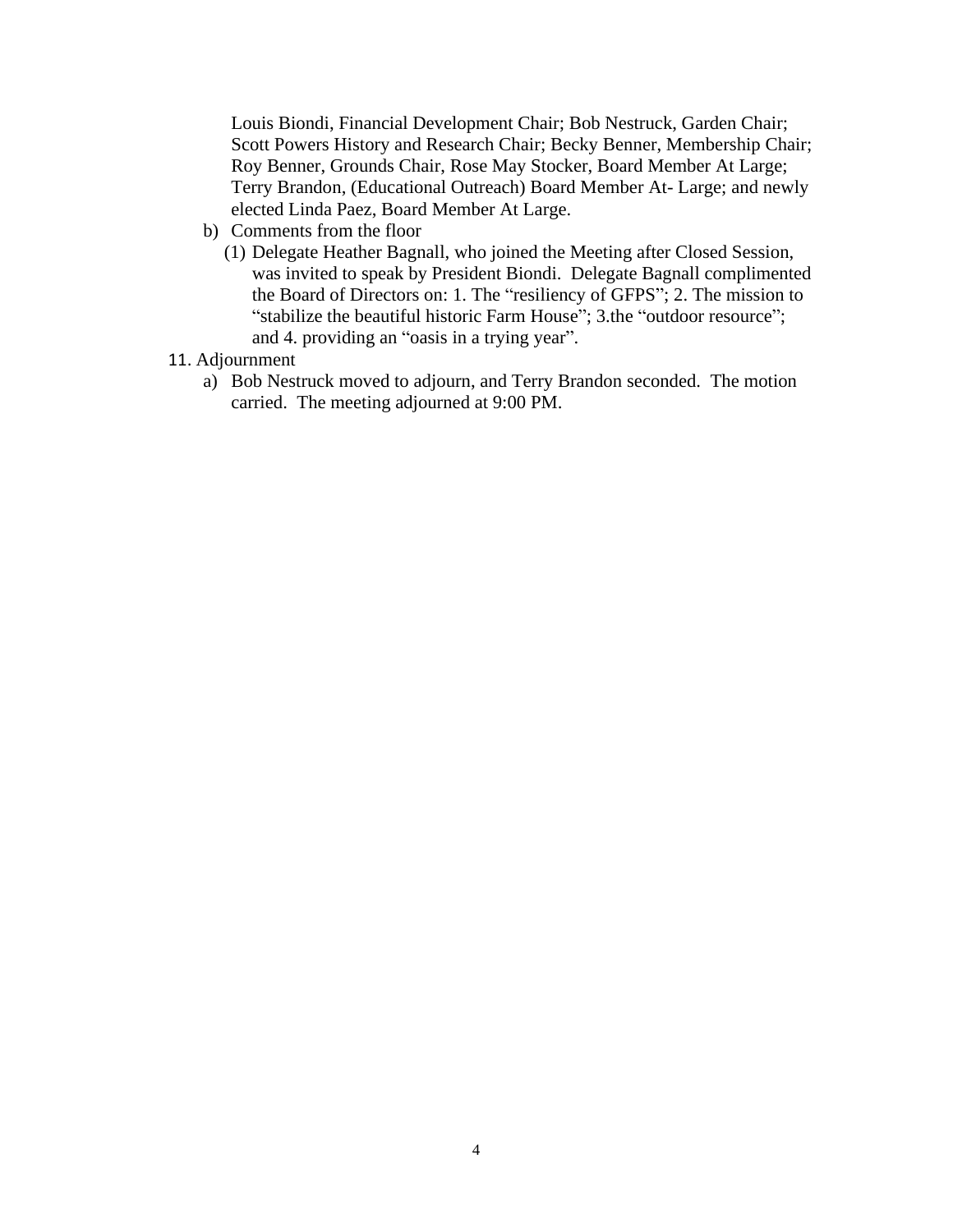Louis Biondi, Financial Development Chair; Bob Nestruck, Garden Chair; Scott Powers History and Research Chair; Becky Benner, Membership Chair; Roy Benner, Grounds Chair, Rose May Stocker, Board Member At Large; Terry Brandon, (Educational Outreach) Board Member At- Large; and newly elected Linda Paez, Board Member At Large.

b) Comments from the floor
   (1) Delegate Heather Bagnall, who joined the Meeting after Closed Session, was invited to speak by President Biondi. Delegate Bagnall complimented the Board of Directors on: 1. The "resiliency of GFPS"; 2. The mission to "stabilize the beautiful historic Farm House"; 3.the "outdoor resource"; and 4. providing an "oasis in a trying year".

11. Adjournment
   a) Bob Nestruck moved to adjourn, and Terry Brandon seconded. The motion carried. The meeting adjourned at 9:00 PM.